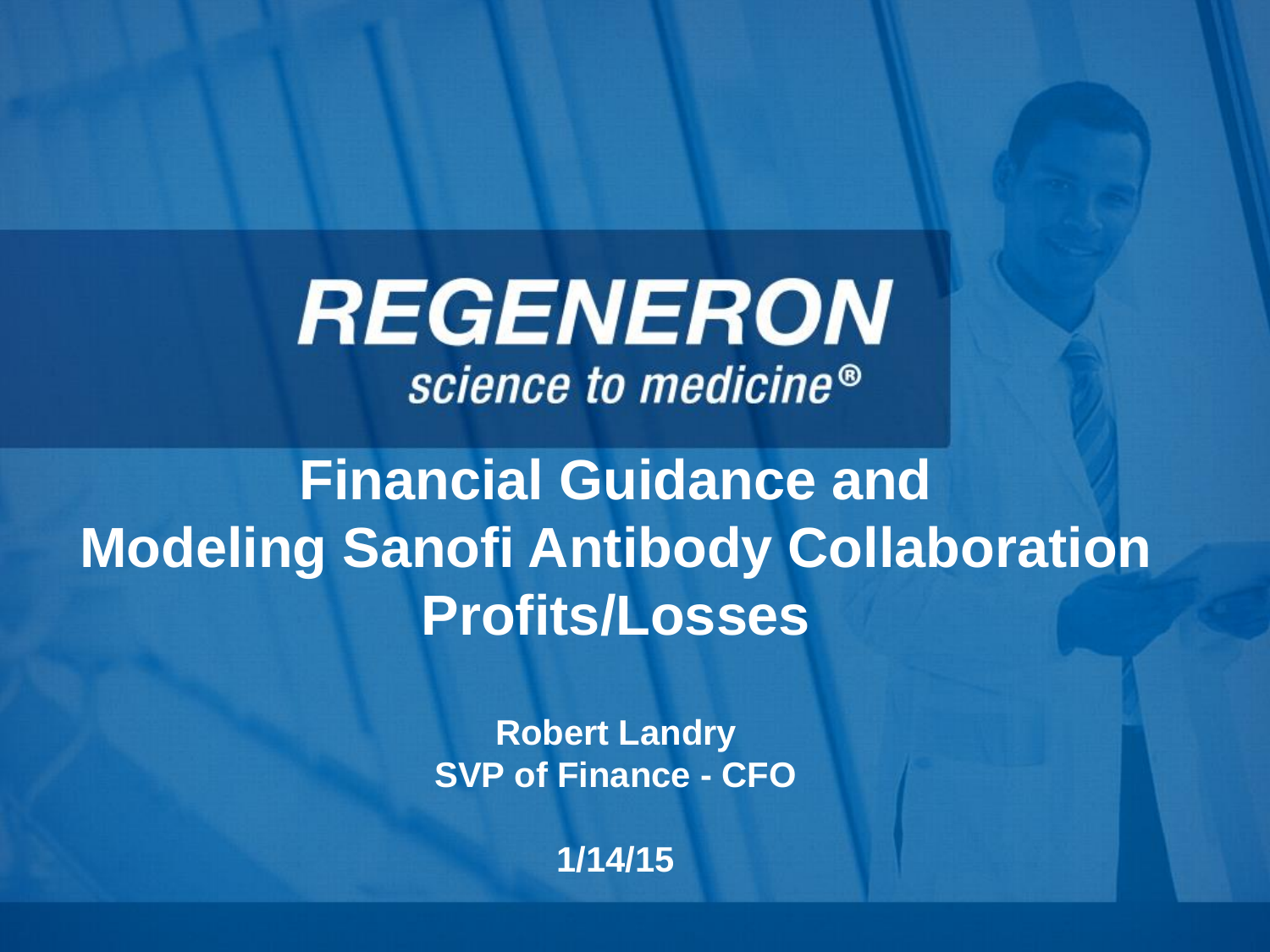# REGENERON

*science to medicine®*

# Financial Guidance and Modeling Sanofi Antibody Collaboration Profits/Losses

**Robert Landry**
**SVP of Finance - CFO**

**1/14/15**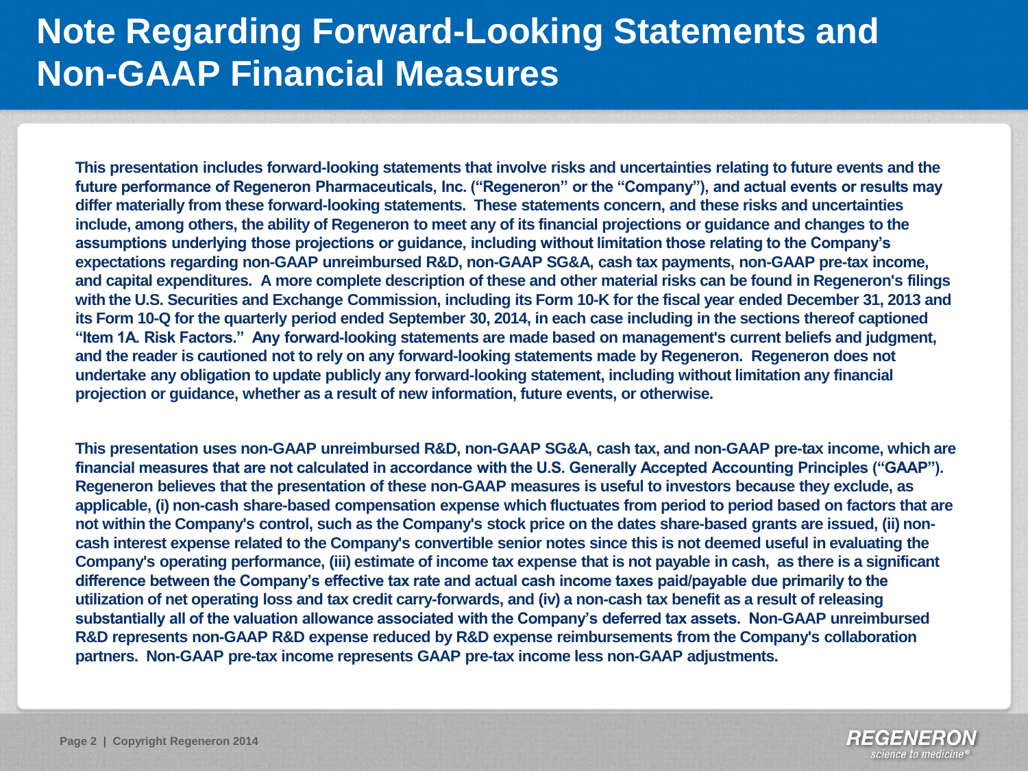# Note Regarding Forward-Looking Statements and Non-GAAP Financial Measures

**This presentation includes forward-looking statements that involve risks and uncertainties relating to future events and the future performance of Regeneron Pharmaceuticals, Inc. ("Regeneron" or the "Company"), and actual events or results may differ materially from these forward-looking statements. These statements concern, and these risks and uncertainties include, among others, the ability of Regeneron to meet any of its financial projections or guidance and changes to the assumptions underlying those projections or guidance, including without limitation those relating to the Company's expectations regarding non-GAAP unreimbursed R&D, non-GAAP SG&A, cash tax payments, non-GAAP pre-tax income, and capital expenditures. A more complete description of these and other material risks can be found in Regeneron's filings with the U.S. Securities and Exchange Commission, including its Form 10-K for the fiscal year ended December 31, 2013 and its Form 10-Q for the quarterly period ended September 30, 2014, in each case including in the sections thereof captioned "Item 1A. Risk Factors." Any forward-looking statements are made based on management's current beliefs and judgment, and the reader is cautioned not to rely on any forward-looking statements made by Regeneron. Regeneron does not undertake any obligation to update publicly any forward-looking statement, including without limitation any financial projection or guidance, whether as a result of new information, future events, or otherwise.**

**This presentation uses non-GAAP unreimbursed R&D, non-GAAP SG&A, cash tax, and non-GAAP pre-tax income, which are financial measures that are not calculated in accordance with the U.S. Generally Accepted Accounting Principles ("GAAP"). Regeneron believes that the presentation of these non-GAAP measures is useful to investors because they exclude, as applicable, (i) non-cash share-based compensation expense which fluctuates from period to period based on factors that are not within the Company's control, such as the Company's stock price on the dates share-based grants are issued, (ii) non-cash interest expense related to the Company's convertible senior notes since this is not deemed useful in evaluating the Company's operating performance, (iii) estimate of income tax expense that is not payable in cash, as there is a significant difference between the Company's effective tax rate and actual cash income taxes paid/payable due primarily to the utilization of net operating loss and tax credit carry-forwards, and (iv) a non-cash tax benefit as a result of releasing substantially all of the valuation allowance associated with the Company's deferred tax assets. Non-GAAP unreimbursed R&D represents non-GAAP R&D expense reduced by R&D expense reimbursements from the Company's collaboration partners. Non-GAAP pre-tax income represents GAAP pre-tax income less non-GAAP adjustments.**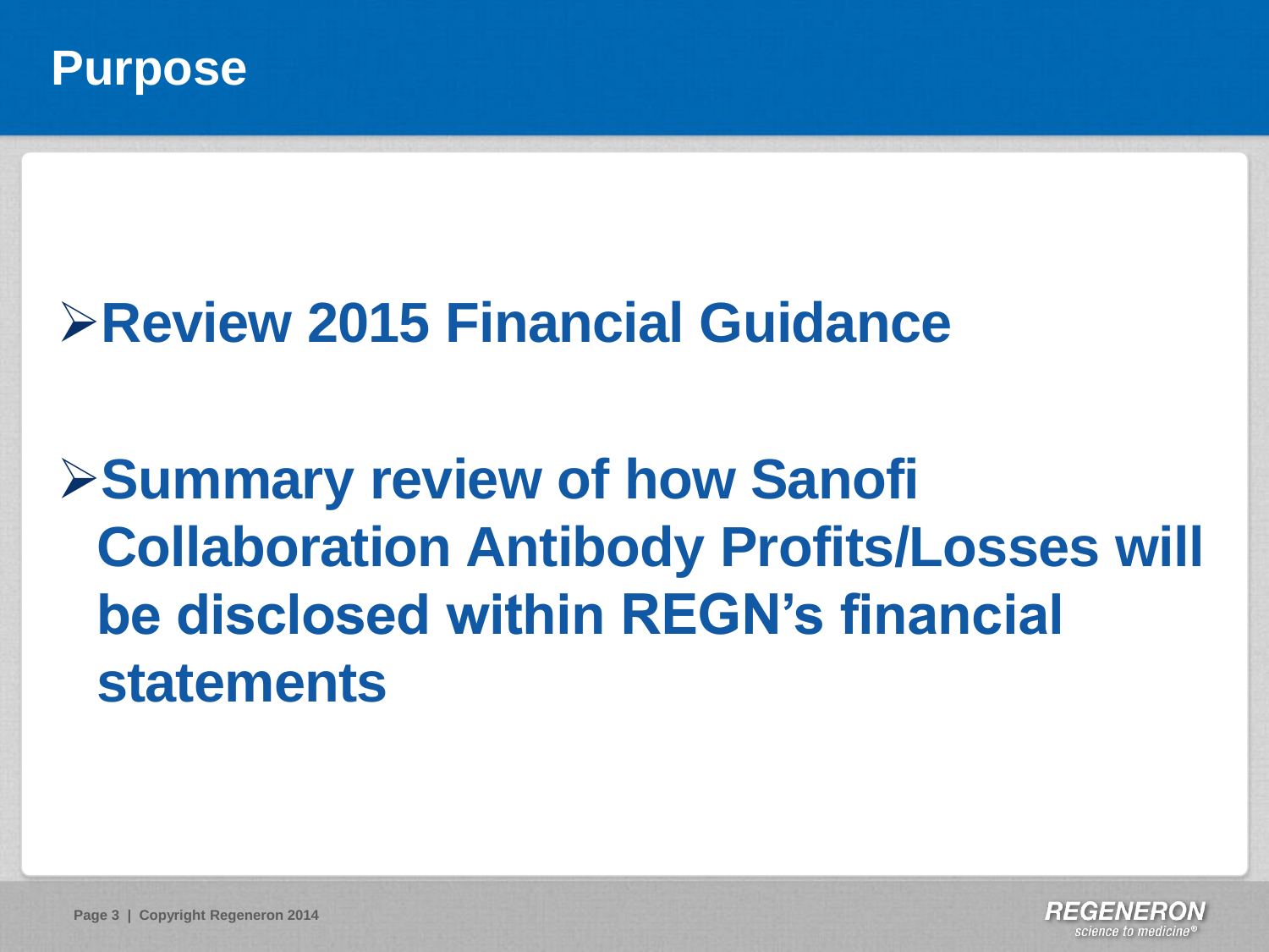# Purpose

- **Review 2015 Financial Guidance**
- **Summary review of how Sanofi Collaboration Antibody Profits/Losses will be disclosed within REGN's financial statements**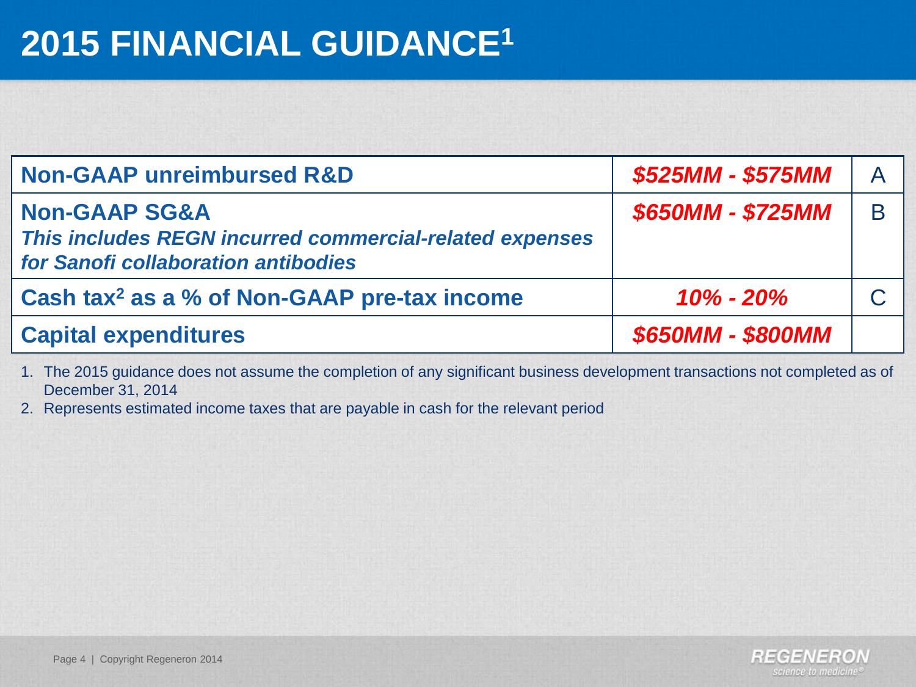# 2015 FINANCIAL GUIDANCE[1]

| Item | Guidance | |
|---|---|---|
| **Non-GAAP unreimbursed R&D** | ***$525MM - $575MM*** | A |
| **Non-GAAP SG&A** ***This includes REGN incurred commercial-related expenses for Sanofi collaboration antibodies*** | ***$650MM - $725MM*** | B |
| **Cash tax[2] as a % of Non-GAAP pre-tax income** | ***10% - 20%*** | C |
| **Capital expenditures** | ***$650MM - $800MM*** | |

1. The 2015 guidance does not assume the completion of any significant business development transactions not completed as of December 31, 2014
2. Represents estimated income taxes that are payable in cash for the relevant period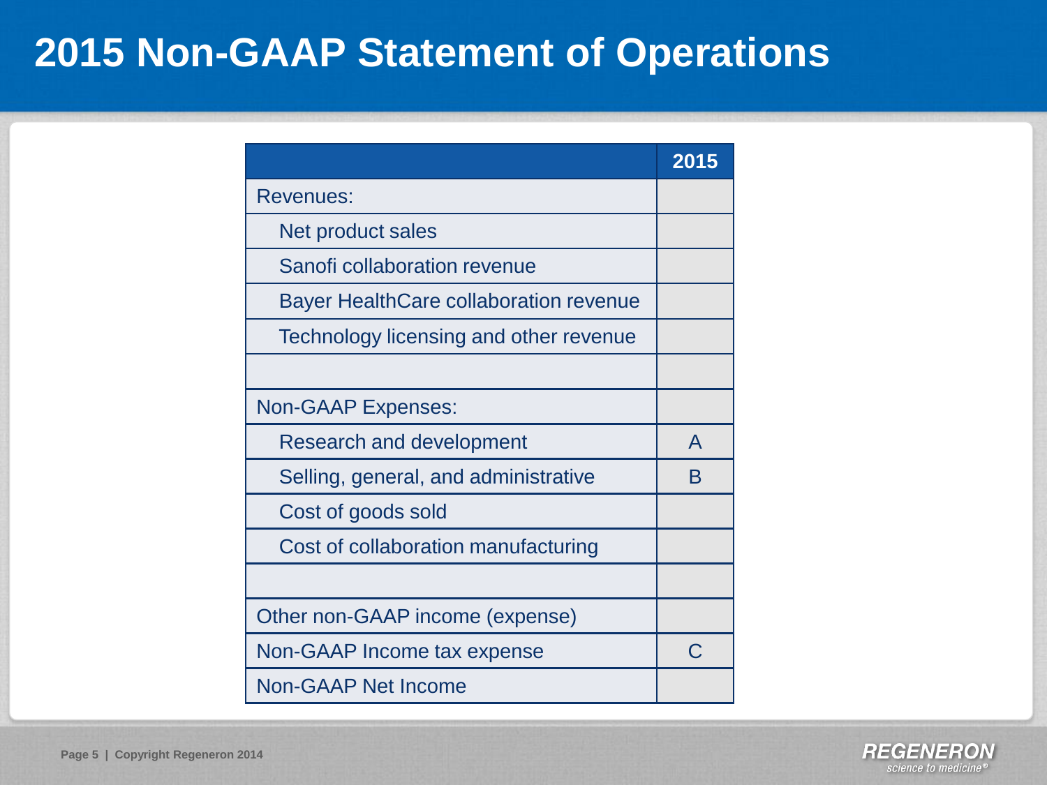# 2015 Non-GAAP Statement of Operations

| | 2015 |
|---|---|
| Revenues: | |
| Net product sales | |
| Sanofi collaboration revenue | |
| Bayer HealthCare collaboration revenue | |
| Technology licensing and other revenue | |
| | |
| Non-GAAP Expenses: | |
| Research and development | A |
| Selling, general, and administrative | B |
| Cost of goods sold | |
| Cost of collaboration manufacturing | |
| | |
| Other non-GAAP income (expense) | |
| Non-GAAP Income tax expense | C |
| Non-GAAP Net Income | |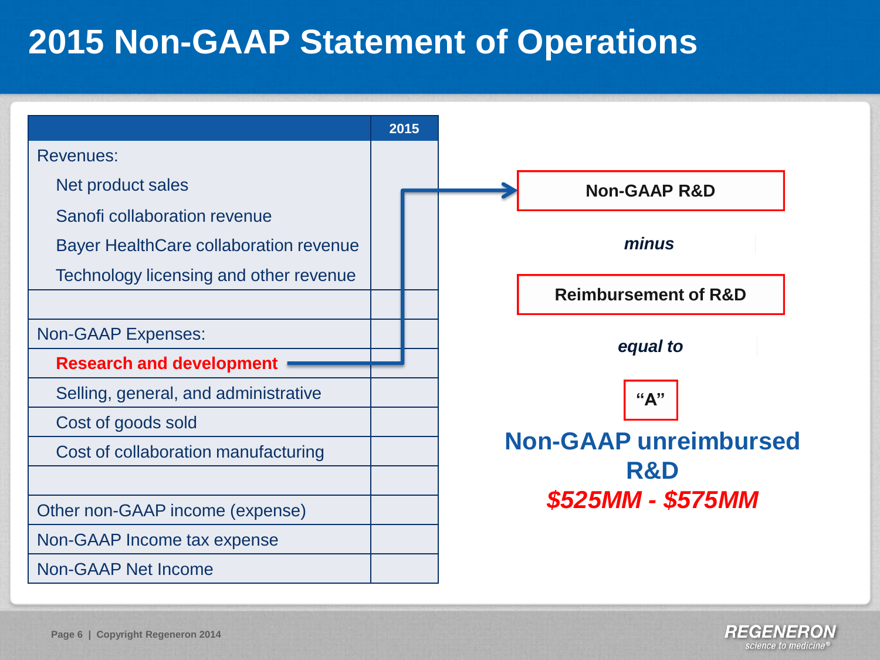# 2015 Non-GAAP Statement of Operations

| | 2015 |
|---|---|
| Revenues: | |
| Net product sales | |
| Sanofi collaboration revenue | |
| Bayer HealthCare collaboration revenue | |
| Technology licensing and other revenue | |
| | |
| Non-GAAP Expenses: | |
| **Research and development** | |
| Selling, general, and administrative | |
| Cost of goods sold | |
| Cost of collaboration manufacturing | |
| | |
| Other non-GAAP income (expense) | |
| Non-GAAP Income tax expense | |
| Non-GAAP Net Income | |

**Non-GAAP R&D**

***minus***

**Reimbursement of R&D**

***equal to***

**"A"**

## Non-GAAP unreimbursed R&D

***$525MM - $575MM***

Copyright Regeneron 2014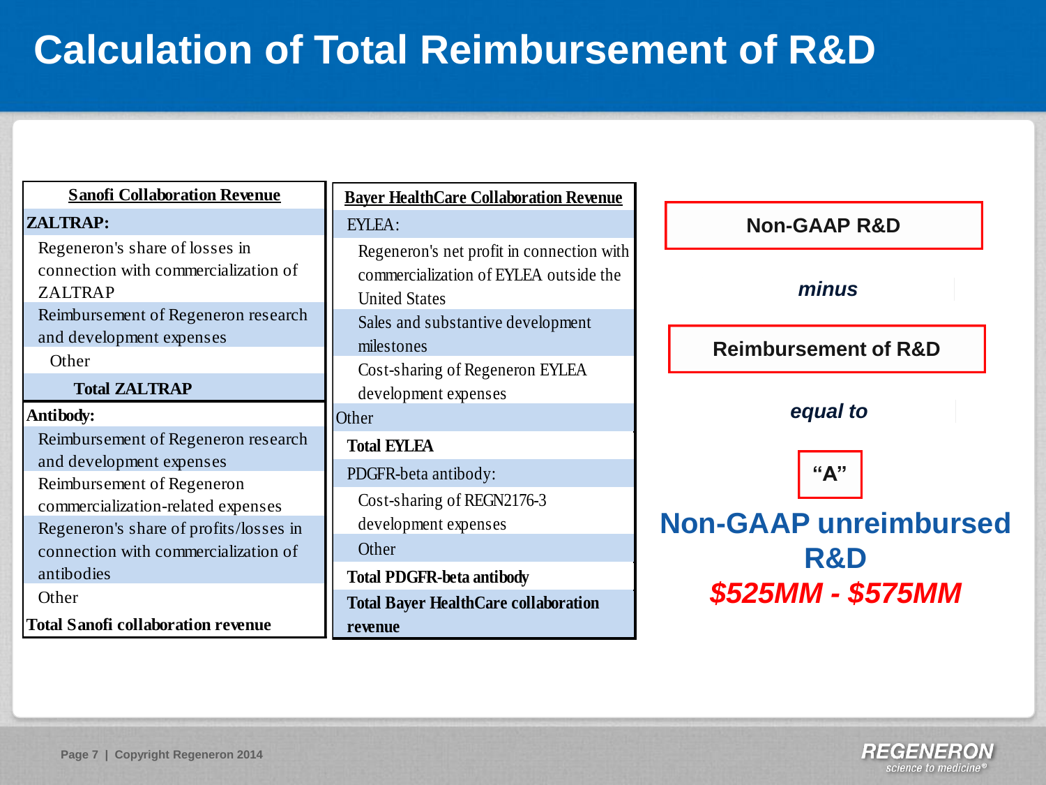# Calculation of Total Reimbursement of R&D

| **Sanofi Collaboration Revenue** |
|---|
| **ZALTRAP:** |
| Regeneron's share of losses in connection with commercialization of ZALTRAP |
| Reimbursement of Regeneron research and development expenses |
| Other |
| **Total ZALTRAP** |
| **Antibody:** |
| Reimbursement of Regeneron research and development expenses |
| Reimbursement of Regeneron commercialization-related expenses |
| Regeneron's share of profits/losses in connection with commercialization of antibodies |
| Other |
| **Total Sanofi collaboration revenue** |

| **Bayer HealthCare Collaboration Revenue** |
|---|
| EYLEA: |
| Regeneron's net profit in connection with commercialization of EYLEA outside the United States |
| Sales and substantive development milestones |
| Cost-sharing of Regeneron EYLEA development expenses |
| Other |
| **Total EYLEA** |
| PDGFR-beta antibody: |
| Cost-sharing of REGN2176-3 development expenses |
| Other |
| **Total PDGFR-beta antibody** |
| **Total Bayer HealthCare collaboration revenue** |

**Non-GAAP R&D**

***minus***

**Reimbursement of R&D**

***equal to***

**"A"**

**Non-GAAP unreimbursed R&D**

***$525MM - $575MM***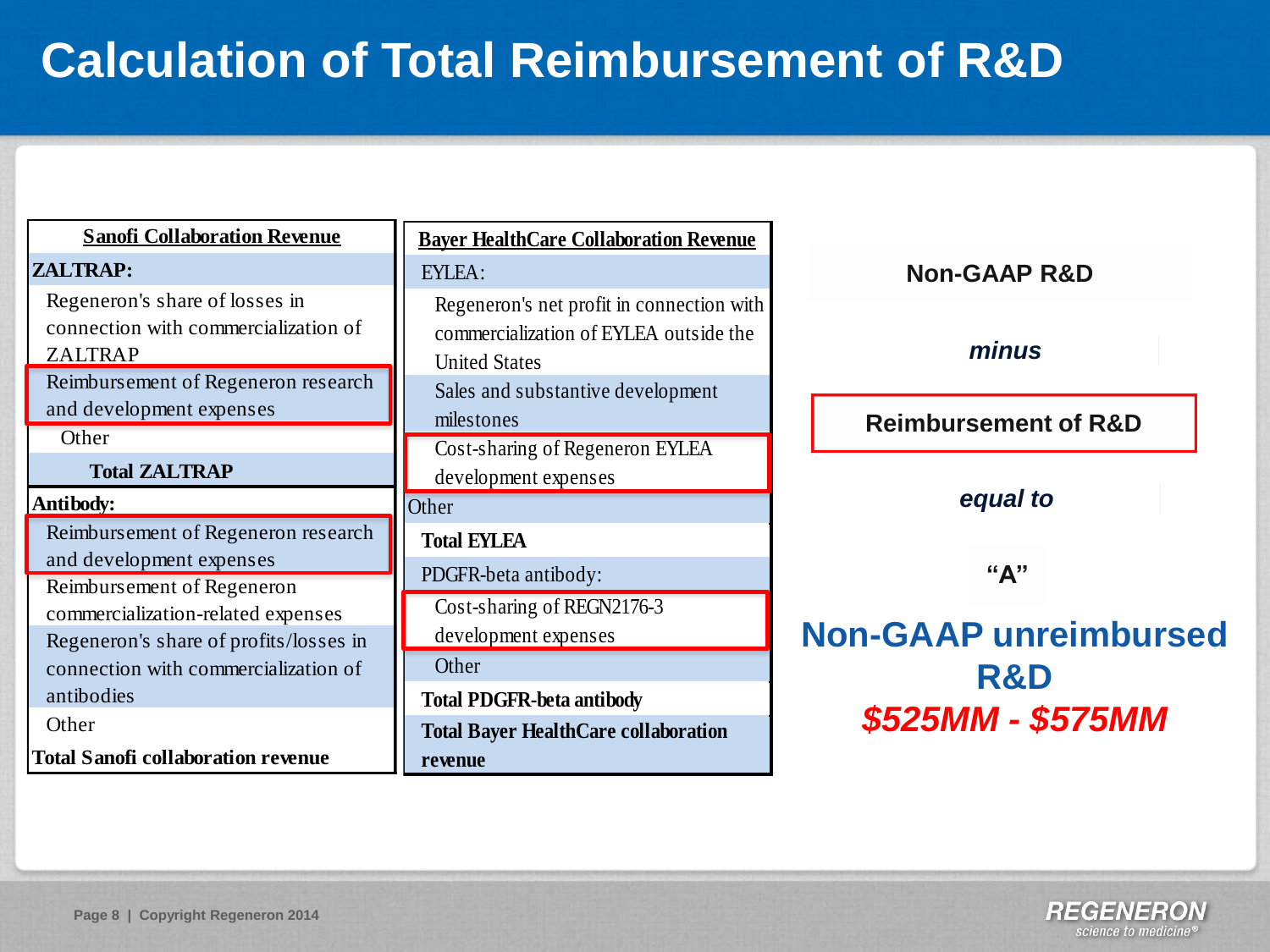# Calculation of Total Reimbursement of R&D

| Sanofi Collaboration Revenue |
|---|
| **ZALTRAP:** |
| Regeneron's share of losses in connection with commercialization of ZALTRAP |
| Reimbursement of Regeneron research and development expenses |
| Other |
| **Total ZALTRAP** |
| **Antibody:** |
| Reimbursement of Regeneron research and development expenses |
| Reimbursement of Regeneron commercialization-related expenses |
| Regeneron's share of profits/losses in connection with commercialization of antibodies |
| Other |
| **Total Sanofi collaboration revenue** |

| Bayer HealthCare Collaboration Revenue |
|---|
| EYLEA: |
| Regeneron's net profit in connection with commercialization of EYLEA outside the United States |
| Sales and substantive development milestones |
| Cost-sharing of Regeneron EYLEA development expenses |
| Other |
| **Total EYLEA** |
| PDGFR-beta antibody: |
| Cost-sharing of REGN2176-3 development expenses |
| Other |
| **Total PDGFR-beta antibody** |
| **Total Bayer HealthCare collaboration revenue** |

**Non-GAAP R&D**

*minus*

**Reimbursement of R&D**

*equal to*

**"A"**

**Non-GAAP unreimbursed R&D**

***$525MM - $575MM***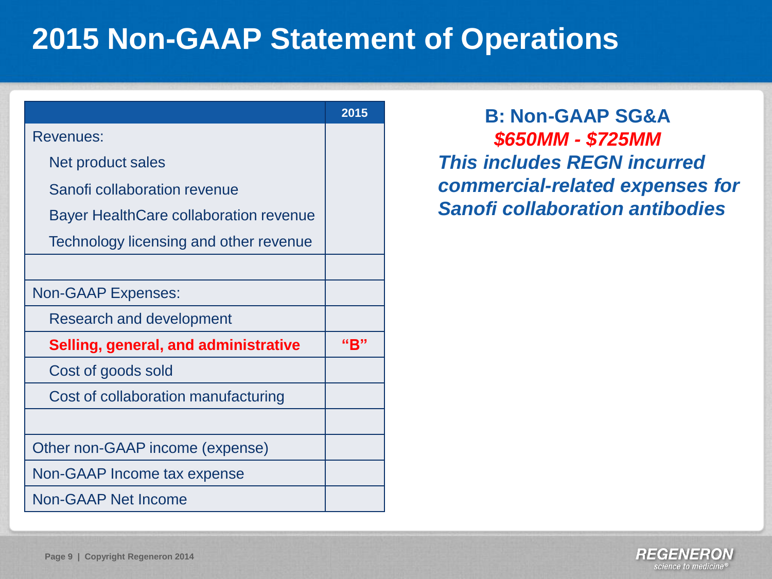# 2015 Non-GAAP Statement of Operations

| | 2015 |
|---|---|
| Revenues: | |
| Net product sales | |
| Sanofi collaboration revenue | |
| Bayer HealthCare collaboration revenue | |
| Technology licensing and other revenue | |
| | |
| Non-GAAP Expenses: | |
| Research and development | |
| **Selling, general, and administrative** | **"B"** |
| Cost of goods sold | |
| Cost of collaboration manufacturing | |
| | |
| Other non-GAAP income (expense) | |
| Non-GAAP Income tax expense | |
| Non-GAAP Net Income | |

**B: Non-GAAP SG&A**

***$650MM - $725MM***

***This includes REGN incurred commercial-related expenses for Sanofi collaboration antibodies***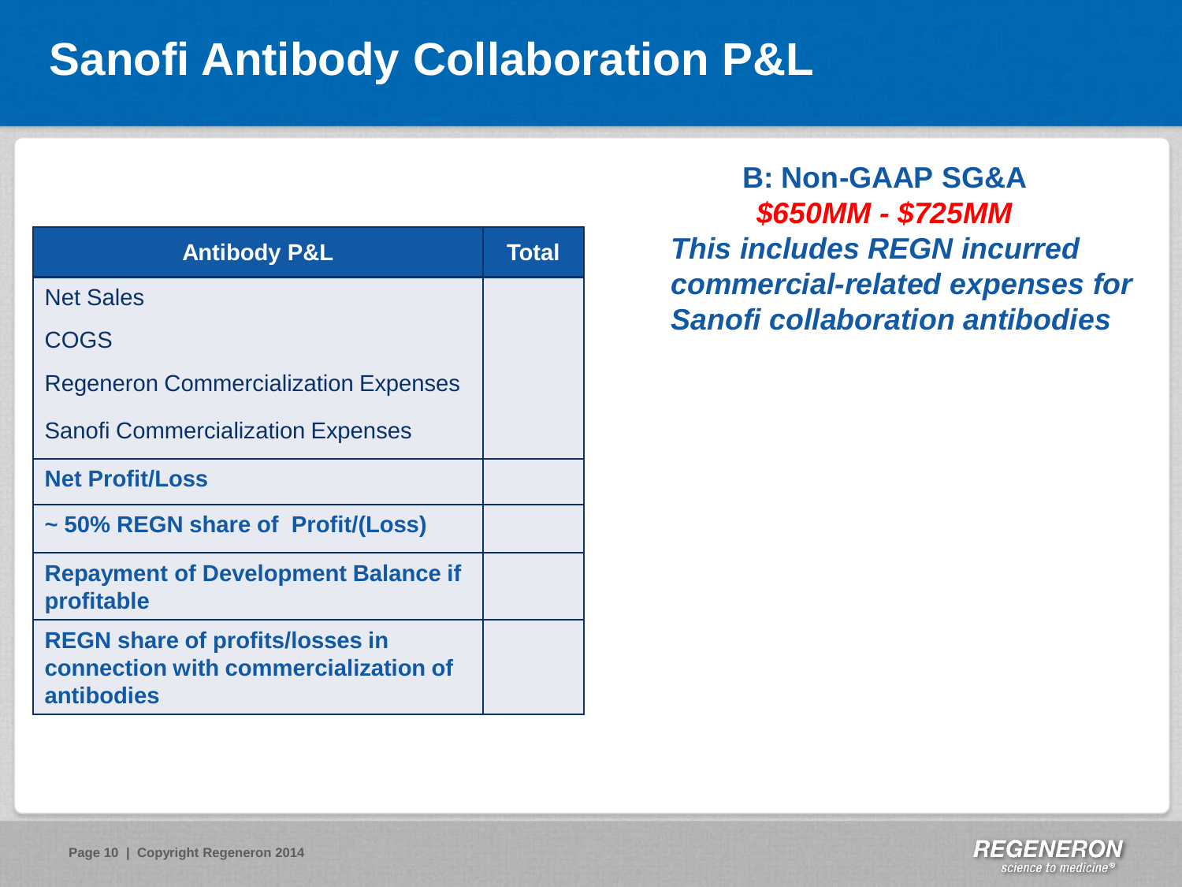# Sanofi Antibody Collaboration P&L

| Antibody P&L | Total |
| --- | --- |
| Net Sales<br>COGS<br>Regeneron Commercialization Expenses<br>Sanofi Commercialization Expenses | |
| **Net Profit/Loss** | |
| **~ 50% REGN share of Profit/(Loss)** | |
| **Repayment of Development Balance if profitable** | |
| **REGN share of profits/losses in connection with commercialization of antibodies** | |

**B: Non-GAAP SG&A**

***$650MM - $725MM***

***This includes REGN incurred commercial-related expenses for Sanofi collaboration antibodies***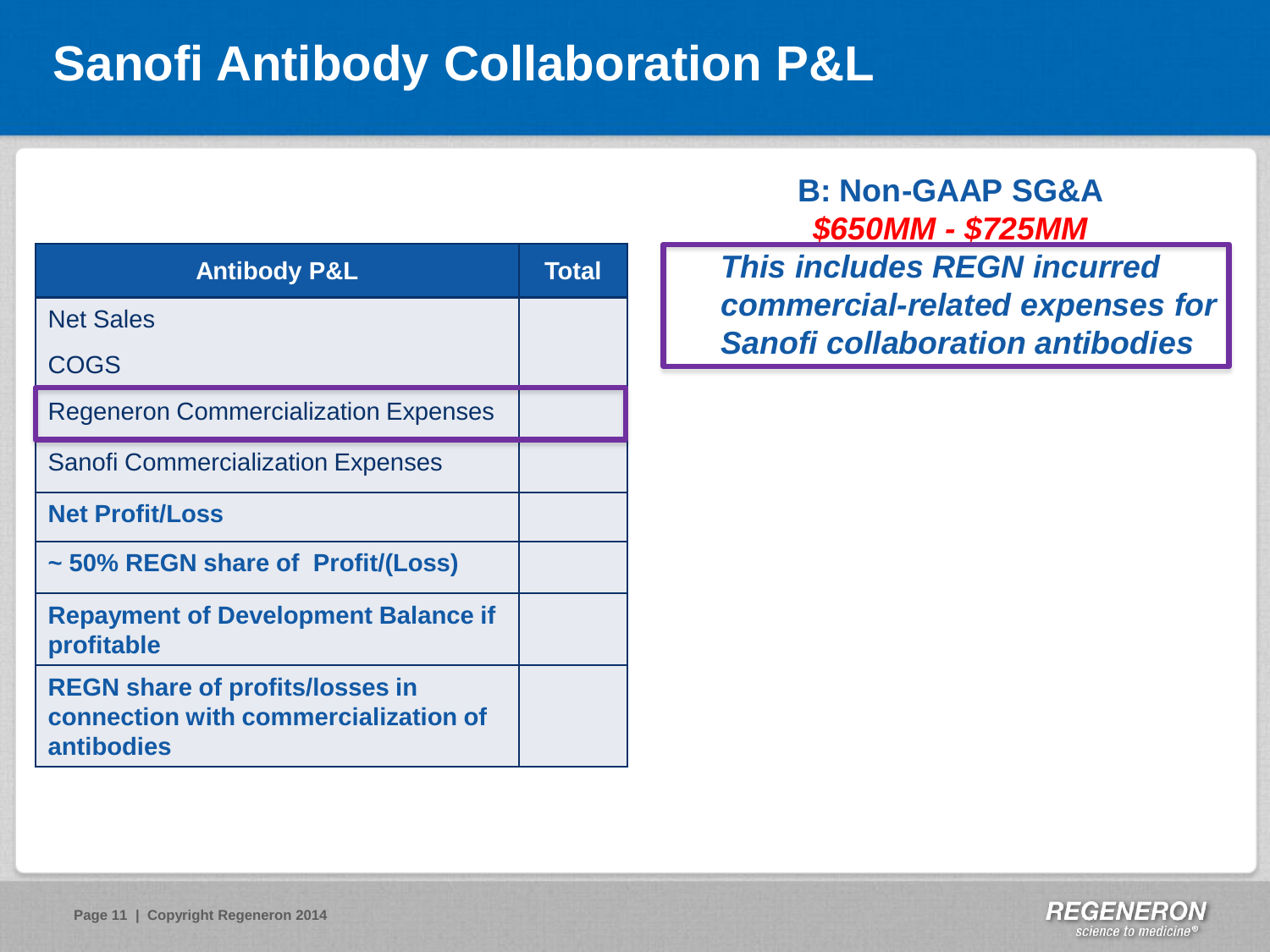# Sanofi Antibody Collaboration P&L

| Antibody P&L | Total |
|---|---|
| Net Sales<br>COGS | |
| Regeneron Commercialization Expenses | |
| Sanofi Commercialization Expenses | |
| **Net Profit/Loss** | |
| **~ 50% REGN share of Profit/(Loss)** | |
| **Repayment of Development Balance if profitable** | |
| **REGN share of profits/losses in connection with commercialization of antibodies** | |

**B: Non-GAAP SG&A**

***$650MM - $725MM***

***This includes REGN incurred commercial-related expenses for Sanofi collaboration antibodies***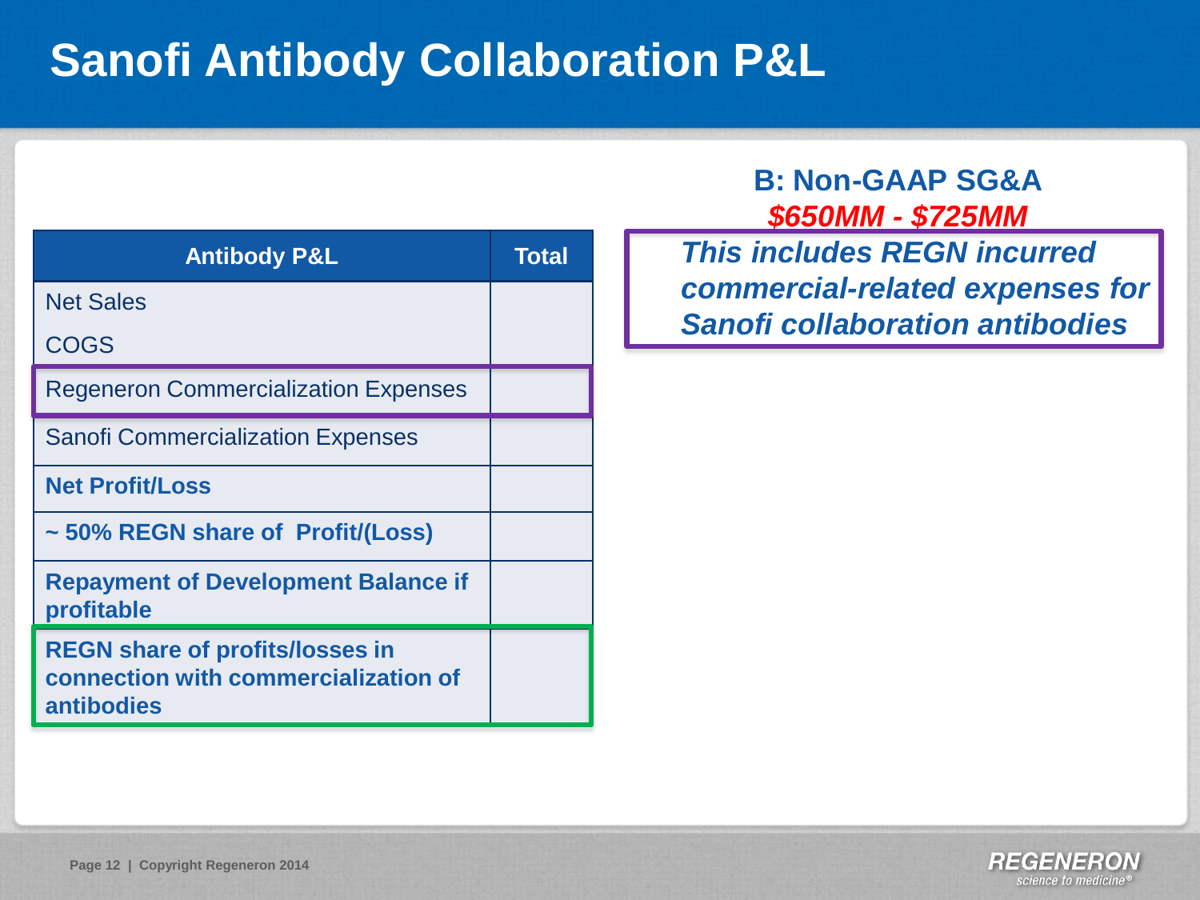# Sanofi Antibody Collaboration P&L

| Antibody P&L | Total |
|---|---|
| Net Sales | |
| COGS | |
| Regeneron Commercialization Expenses | |
| Sanofi Commercialization Expenses | |
| **Net Profit/Loss** | |
| **~ 50% REGN share of Profit/(Loss)** | |
| **Repayment of Development Balance if profitable** | |
| **REGN share of profits/losses in connection with commercialization of antibodies** | |

**B: Non-GAAP SG&A**

***$650MM - $725MM***

***This includes REGN incurred commercial-related expenses for Sanofi collaboration antibodies***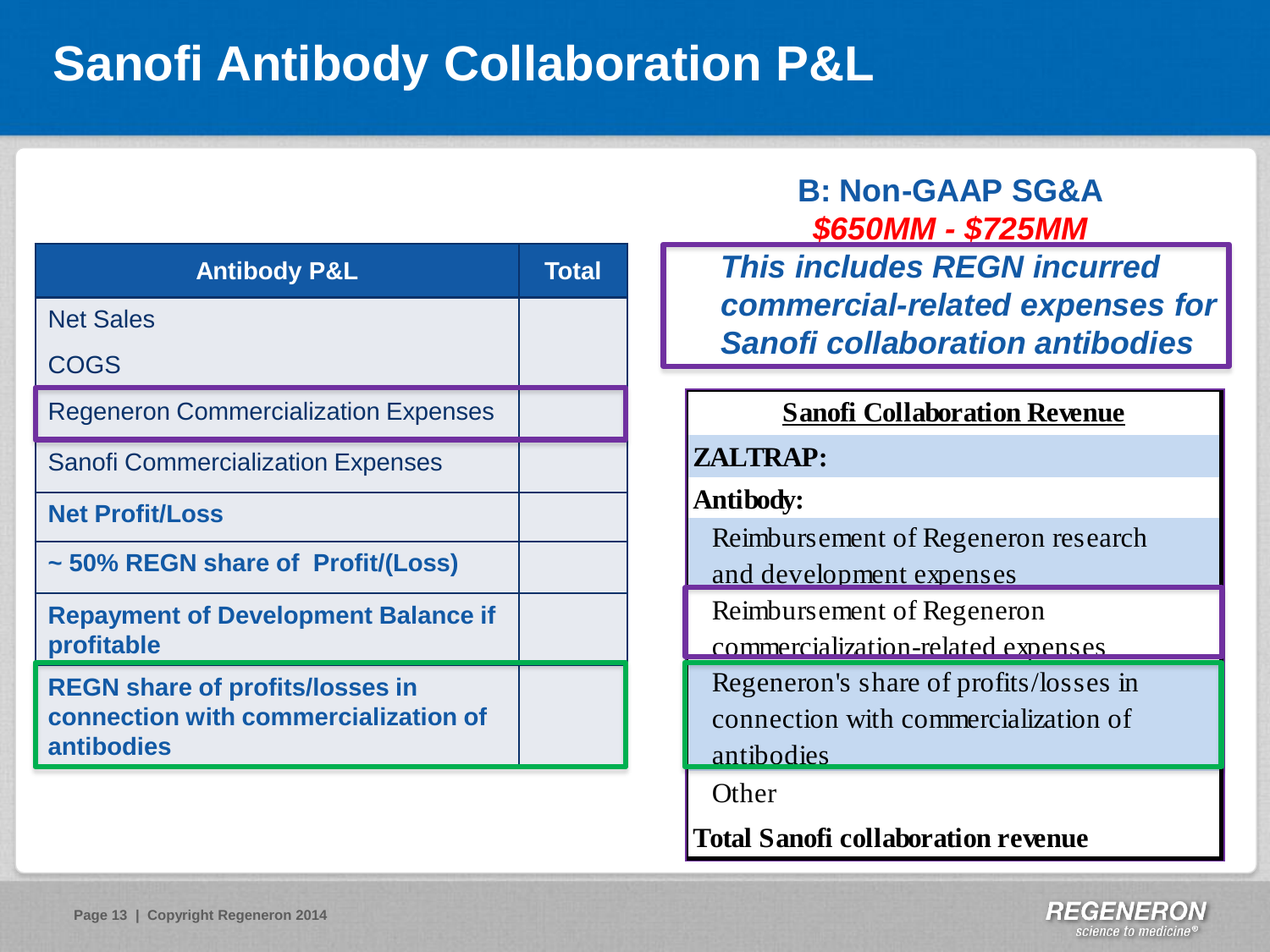# Sanofi Antibody Collaboration P&L

| Antibody P&L | Total |
|---|---|
| Net Sales | |
| COGS | |
| Regeneron Commercialization Expenses | |
| Sanofi Commercialization Expenses | |
| **Net Profit/Loss** | |
| **~ 50% REGN share of Profit/(Loss)** | |
| **Repayment of Development Balance if profitable** | |
| **REGN share of profits/losses in connection with commercialization of antibodies** | |

## B: Non-GAAP SG&A

***$650MM - $725MM***

***This includes REGN incurred commercial-related expenses for Sanofi collaboration antibodies***

| Sanofi Collaboration Revenue |
|---|
| **ZALTRAP:** |
| **Antibody:** |
| Reimbursement of Regeneron research and development expenses |
| Reimbursement of Regeneron commercialization-related expenses |
| Regeneron's share of profits/losses in connection with commercialization of antibodies |
| Other |
| **Total Sanofi collaboration revenue** |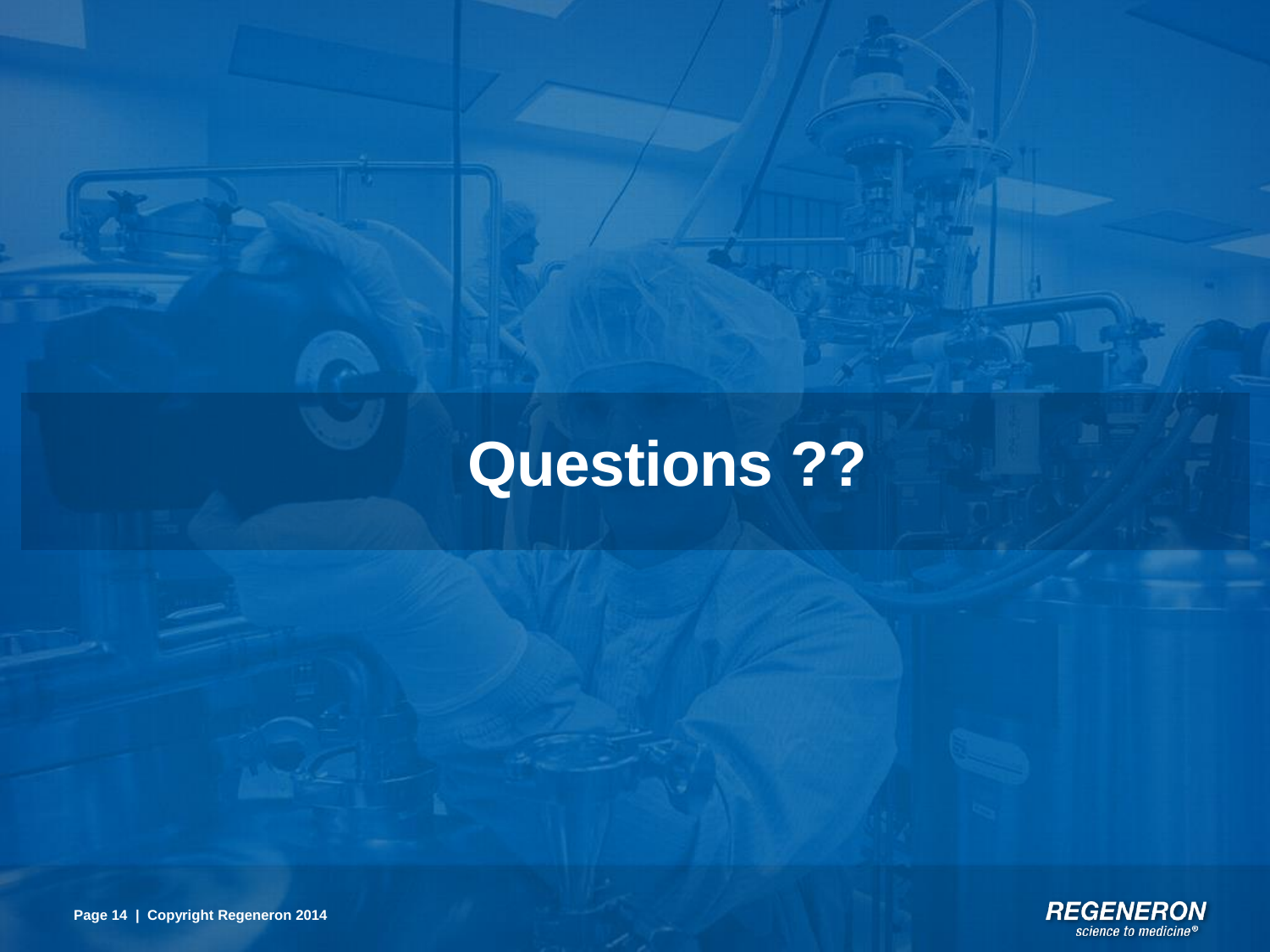# Questions ??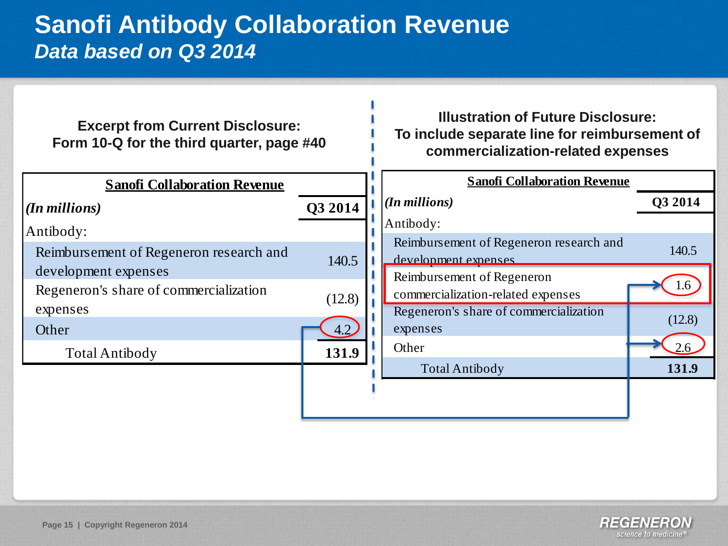# Sanofi Antibody Collaboration Revenue

## *Data based on Q3 2014*

**Excerpt from Current Disclosure: Form 10-Q for the third quarter, page #40**

| **Sanofi Collaboration Revenue** | |
|---|---|
| ***(In millions)*** | **Q3 2014** |
| Antibody: | |
| Reimbursement of Regeneron research and development expenses | 140.5 |
| Regeneron's share of commercialization expenses | (12.8) |
| Other | 4.2 |
| Total Antibody | **131.9** |

**Illustration of Future Disclosure: To include separate line for reimbursement of commercialization-related expenses**

| **Sanofi Collaboration Revenue** | |
|---|---|
| ***(In millions)*** | **Q3 2014** |
| Antibody: | |
| Reimbursement of Regeneron research and development expenses | 140.5 |
| Reimbursement of Regeneron commercialization-related expenses | 1.6 |
| Regeneron's share of commercialization expenses | (12.8) |
| Other | 2.6 |
| Total Antibody | **131.9** |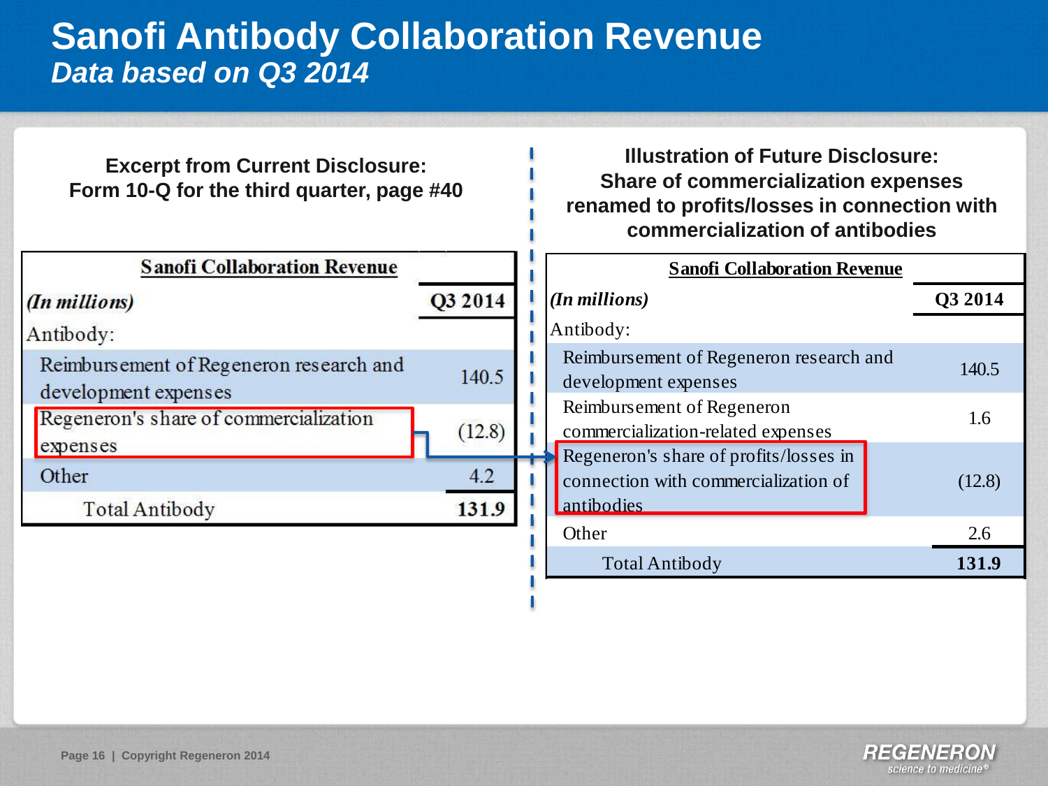# Sanofi Antibody Collaboration Revenue

## *Data based on Q3 2014*

**Excerpt from Current Disclosure:**
**Form 10-Q for the third quarter, page #40**

| Sanofi Collaboration Revenue | |
|---|---|
| *(In millions)* | Q3 2014 |
| Antibody: | |
| Reimbursement of Regeneron research and development expenses | 140.5 |
| Regeneron's share of commercialization expenses | (12.8) |
| Other | 4.2 |
| Total Antibody | **131.9** |

**Illustration of Future Disclosure:**
**Share of commercialization expenses renamed to profits/losses in connection with commercialization of antibodies**

| Sanofi Collaboration Revenue | |
|---|---|
| *(In millions)* | Q3 2014 |
| Antibody: | |
| Reimbursement of Regeneron research and development expenses | 140.5 |
| Reimbursement of Regeneron commercialization-related expenses | 1.6 |
| Regeneron's share of profits/losses in connection with commercialization of antibodies | (12.8) |
| Other | 2.6 |
| Total Antibody | **131.9** |

Copyright Regeneron 2014